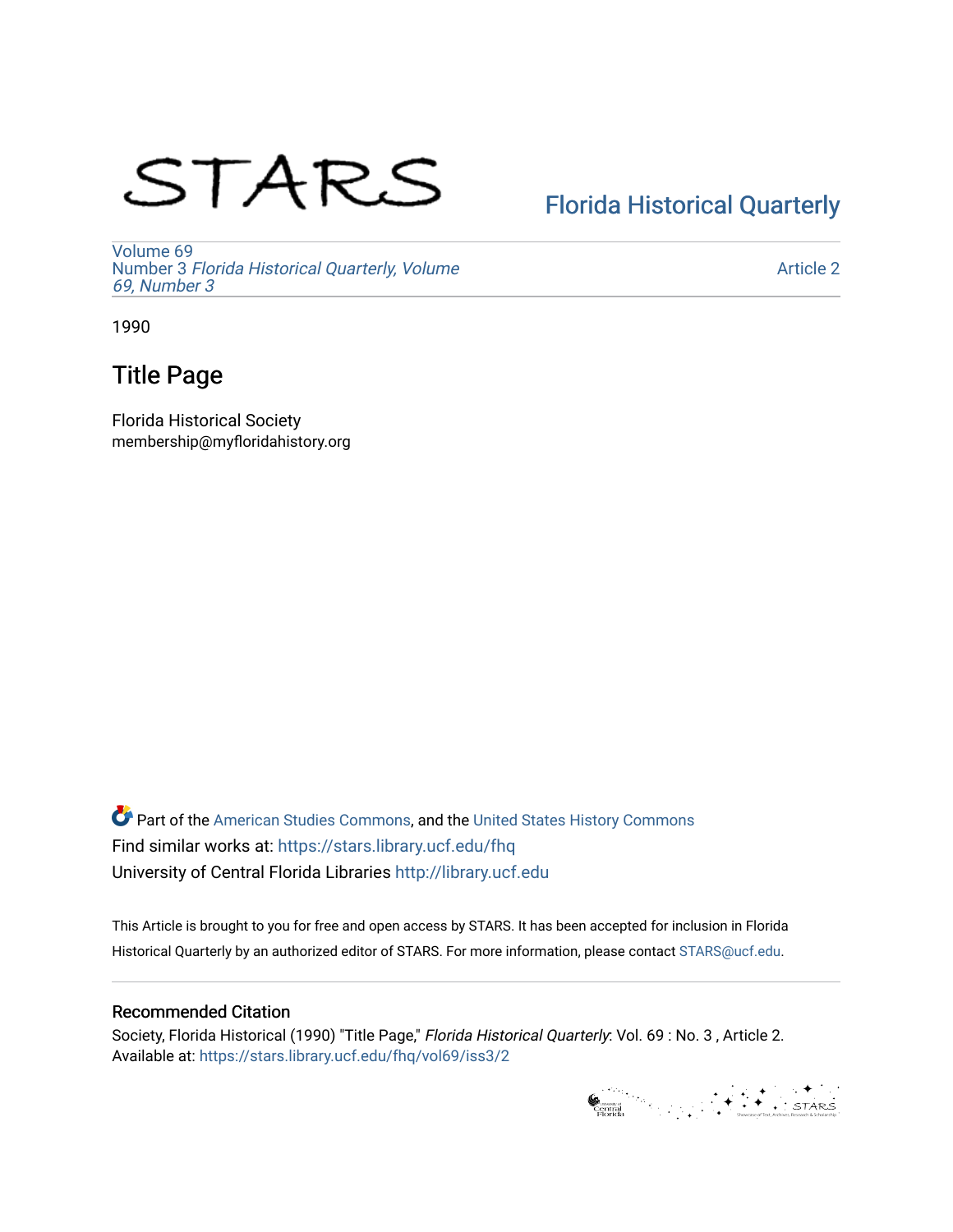STARS

Florida Historical Quarterly

Volume 69
Number 3 *Florida Historical Quarterly, Volume 69, Number 3*

Article 2

1990

# Title Page

Florida Historical Society
membership@myfloridahistory.org

Part of the American Studies Commons, and the United States History Commons
Find similar works at: https://stars.library.ucf.edu/fhq
University of Central Florida Libraries http://library.ucf.edu

This Article is brought to you for free and open access by STARS. It has been accepted for inclusion in Florida Historical Quarterly by an authorized editor of STARS. For more information, please contact STARS@ucf.edu.

## Recommended Citation

Society, Florida Historical (1990) "Title Page," *Florida Historical Quarterly*: Vol. 69 : No. 3 , Article 2.
Available at: https://stars.library.ucf.edu/fhq/vol69/iss3/2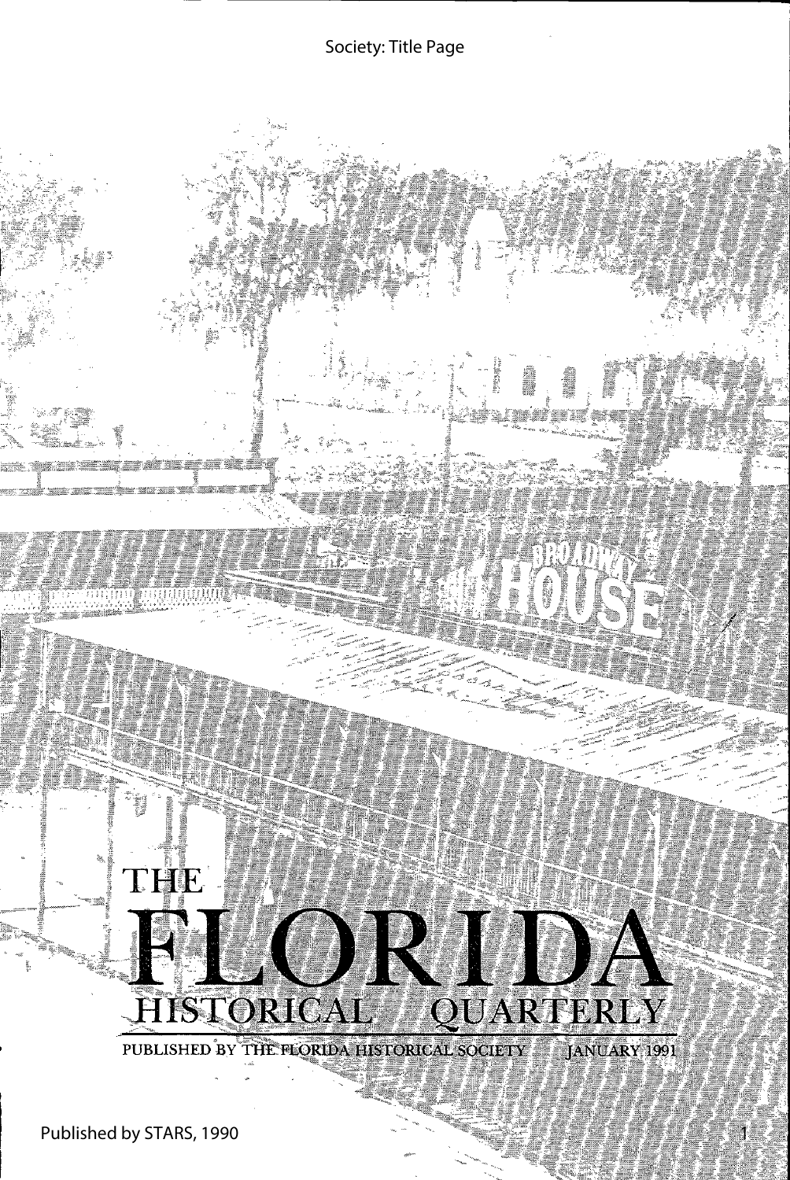# THE FLORIDA HISTORICAL QUARTERLY

PUBLISHED BY THE FLORIDA HISTORICAL SOCIETY JANUARY 1991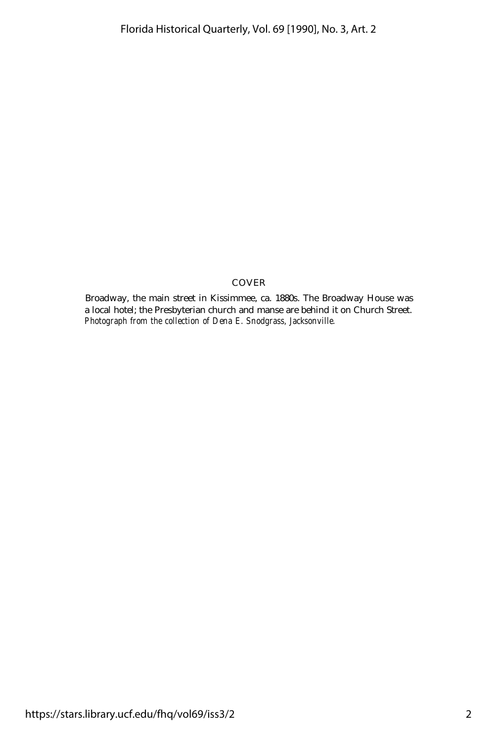COVER

Broadway, the main street in Kissimmee, ca. 1880s. The Broadway House was a local hotel; the Presbyterian church and manse are behind it on Church Street. *Photograph from the collection of Dena E. Snodgrass, Jacksonville.*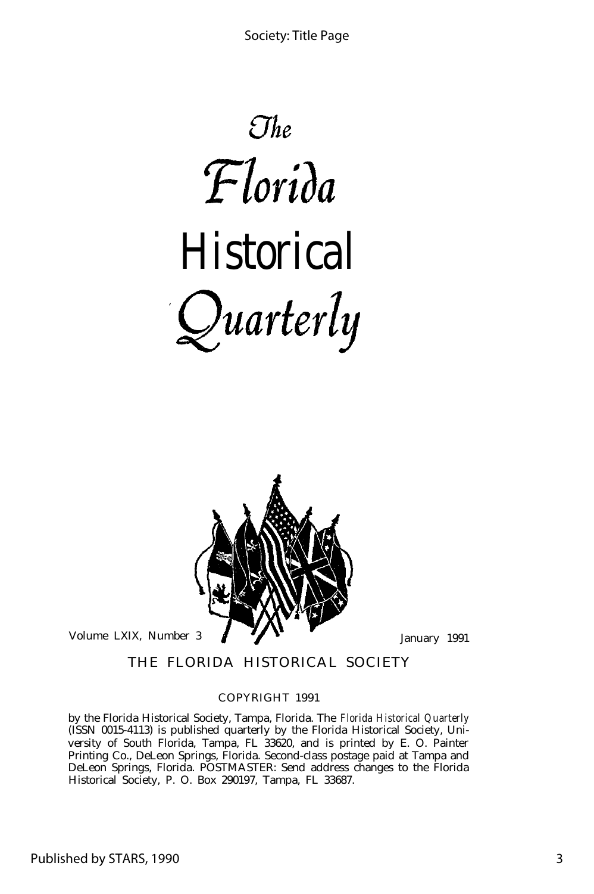# The Florida Historical Quarterly

Volume LXIX, Number 3 January 1991

THE FLORIDA HISTORICAL SOCIETY

COPYRIGHT 1991

by the Florida Historical Society, Tampa, Florida. The *Florida Historical Quarterly* (ISSN 0015-4113) is published quarterly by the Florida Historical Society, University of South Florida, Tampa, FL 33620, and is printed by E. O. Painter Printing Co., DeLeon Springs, Florida. Second-class postage paid at Tampa and DeLeon Springs, Florida. POSTMASTER: Send address changes to the Florida Historical Society, P. O. Box 290197, Tampa, FL 33687.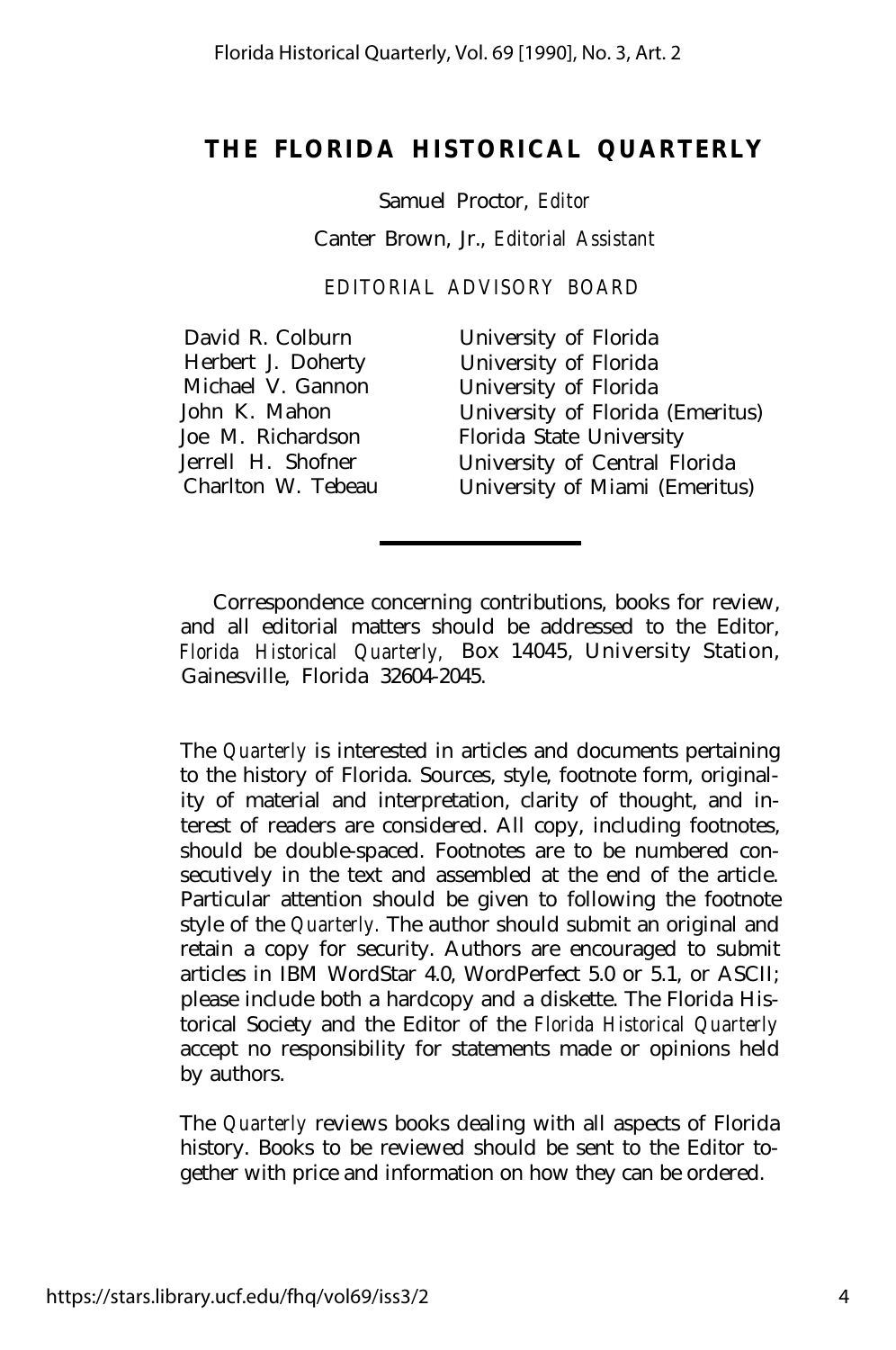# THE FLORIDA HISTORICAL QUARTERLY

Samuel Proctor, *Editor*

Canter Brown, Jr., *Editorial Assistant*

EDITORIAL ADVISORY BOARD

| | |
|---|---|
| David R. Colburn | University of Florida |
| Herbert J. Doherty | University of Florida |
| Michael V. Gannon | University of Florida |
| John K. Mahon | University of Florida (Emeritus) |
| Joe M. Richardson | Florida State University |
| Jerrell H. Shofner | University of Central Florida |
| Charlton W. Tebeau | University of Miami (Emeritus) |

---

Correspondence concerning contributions, books for review, and all editorial matters should be addressed to the Editor, *Florida Historical Quarterly,* Box 14045, University Station, Gainesville, Florida 32604-2045.

The *Quarterly* is interested in articles and documents pertaining to the history of Florida. Sources, style, footnote form, originality of material and interpretation, clarity of thought, and interest of readers are considered. All copy, including footnotes, should be double-spaced. Footnotes are to be numbered consecutively in the text and assembled at the end of the article. Particular attention should be given to following the footnote style of the *Quarterly.* The author should submit an original and retain a copy for security. Authors are encouraged to submit articles in IBM WordStar 4.0, WordPerfect 5.0 or 5.1, or ASCII; please include both a hardcopy and a diskette. The Florida Historical Society and the Editor of the *Florida Historical Quarterly* accept no responsibility for statements made or opinions held by authors.

The *Quarterly* reviews books dealing with all aspects of Florida history. Books to be reviewed should be sent to the Editor together with price and information on how they can be ordered.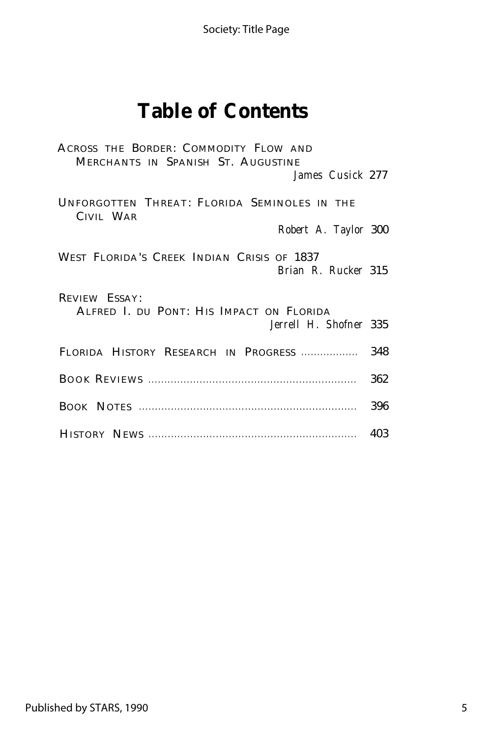# Table of Contents

ACROSS THE BORDER: COMMODITY FLOW AND MERCHANTS IN SPANISH ST. AUGUSTINE
*James Cusick* 277

UNFORGOTTEN THREAT: FLORIDA SEMINOLES IN THE CIVIL WAR
*Robert A. Taylor* 300

WEST FLORIDA'S CREEK INDIAN CRISIS OF 1837
*Brian R. Rucker* 315

REVIEW ESSAY:
ALFRED I. DU PONT: HIS IMPACT ON FLORIDA
*Jerrell H. Shofner* 335

FLORIDA HISTORY RESEARCH IN PROGRESS .................. 348

BOOK REVIEWS ................................................................ 362

BOOK NOTES .................................................................. 396

HISTORY NEWS ................................................................ 403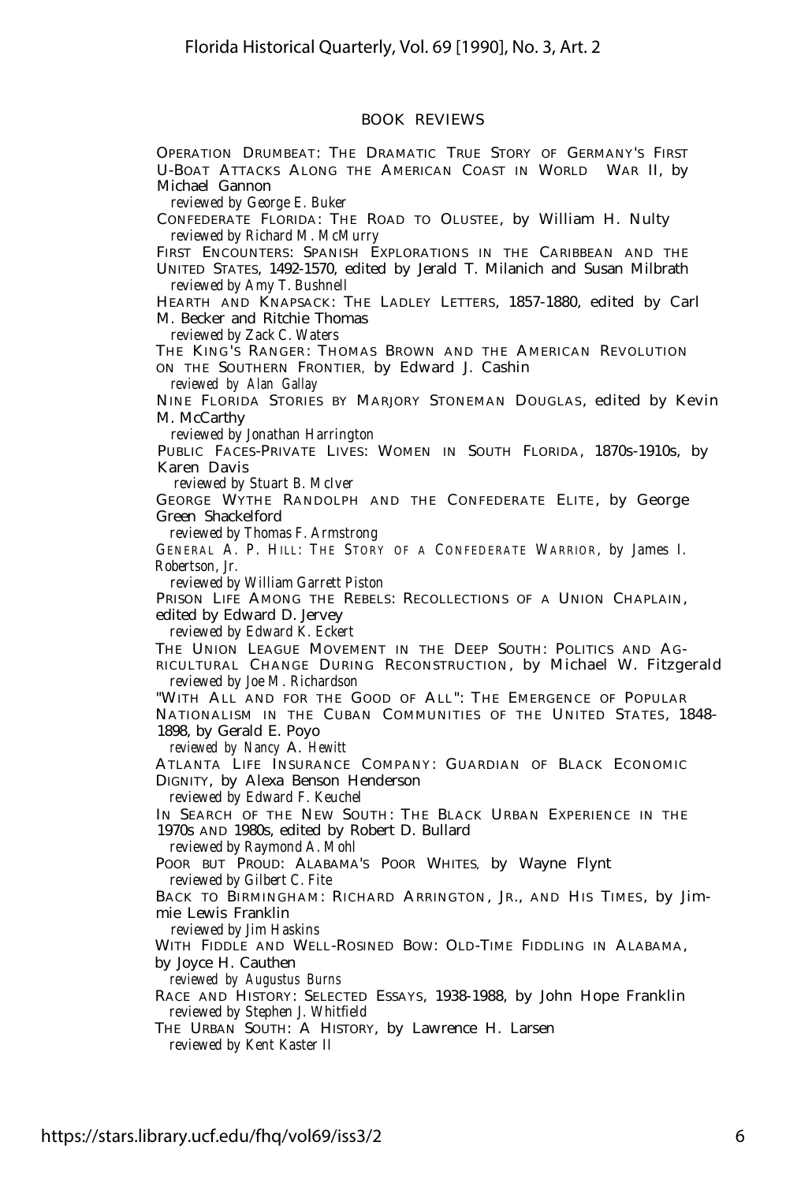## BOOK REVIEWS

OPERATION DRUMBEAT: THE DRAMATIC TRUE STORY OF GERMANY'S FIRST U-BOAT ATTACKS ALONG THE AMERICAN COAST IN WORLD WAR II, by Michael Gannon
*reviewed by George E. Buker*

CONFEDERATE FLORIDA: THE ROAD TO OLUSTEE, by William H. Nulty
*reviewed by Richard M. McMurry*

FIRST ENCOUNTERS: SPANISH EXPLORATIONS IN THE CARIBBEAN AND THE UNITED STATES, 1492-1570, edited by Jerald T. Milanich and Susan Milbrath
*reviewed by Amy T. Bushnell*

HEARTH AND KNAPSACK: THE LADLEY LETTERS, 1857-1880, edited by Carl M. Becker and Ritchie Thomas
*reviewed by Zack C. Waters*

THE KING'S RANGER: THOMAS BROWN AND THE AMERICAN REVOLUTION ON THE SOUTHERN FRONTIER, by Edward J. Cashin
*reviewed by Alan Gallay*

NINE FLORIDA STORIES BY MARJORY STONEMAN DOUGLAS, edited by Kevin M. McCarthy
*reviewed by Jonathan Harrington*

PUBLIC FACES-PRIVATE LIVES: WOMEN IN SOUTH FLORIDA, 1870s-1910s, by Karen Davis
*reviewed by Stuart B. McIver*

GEORGE WYTHE RANDOLPH AND THE CONFEDERATE ELITE, by George Green Shackelford
*reviewed by Thomas F. Armstrong*

GENERAL A. P. HILL: THE STORY OF A CONFEDERATE WARRIOR, by James I. Robertson, Jr.
*reviewed by William Garrett Piston*

PRISON LIFE AMONG THE REBELS: RECOLLECTIONS OF A UNION CHAPLAIN, edited by Edward D. Jervey
*reviewed by Edward K. Eckert*

THE UNION LEAGUE MOVEMENT IN THE DEEP SOUTH: POLITICS AND AGRICULTURAL CHANGE DURING RECONSTRUCTION, by Michael W. Fitzgerald
*reviewed by Joe M. Richardson*

"WITH ALL AND FOR THE GOOD OF ALL": THE EMERGENCE OF POPULAR NATIONALISM IN THE CUBAN COMMUNITIES OF THE UNITED STATES, 1848-1898, by Gerald E. Poyo
*reviewed by Nancy A. Hewitt*

ATLANTA LIFE INSURANCE COMPANY: GUARDIAN OF BLACK ECONOMIC DIGNITY, by Alexa Benson Henderson
*reviewed by Edward F. Keuchel*

IN SEARCH OF THE NEW SOUTH: THE BLACK URBAN EXPERIENCE IN THE 1970s AND 1980s, edited by Robert D. Bullard
*reviewed by Raymond A. Mohl*

POOR BUT PROUD: ALABAMA'S POOR WHITES, by Wayne Flynt
*reviewed by Gilbert C. Fite*

BACK TO BIRMINGHAM: RICHARD ARRINGTON, JR., AND HIS TIMES, by Jimmie Lewis Franklin
*reviewed by Jim Haskins*

WITH FIDDLE AND WELL-ROSINED BOW: OLD-TIME FIDDLING IN ALABAMA, by Joyce H. Cauthen
*reviewed by Augustus Burns*

RACE AND HISTORY: SELECTED ESSAYS, 1938-1988, by John Hope Franklin
*reviewed by Stephen J. Whitfield*

THE URBAN SOUTH: A HISTORY, by Lawrence H. Larsen
*reviewed by Kent Kaster II*